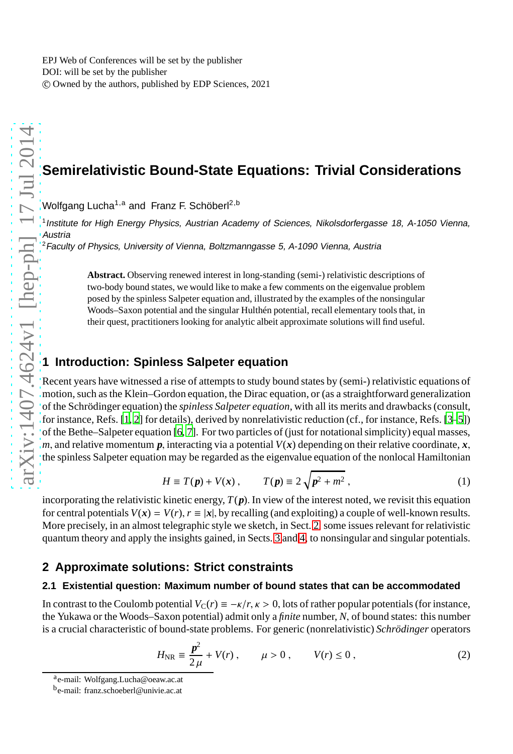# Semirelativistic Bound-State Equations: Trivial Considerations

Wolfgang Lucha[1,a] and Franz F. Schöberl[2,b]

[1] *Institute for High Energy Physics, Austrian Academy of Sciences, Nikolsdorfergasse 18, A-1050 Vienna, Austria*

[2] *Faculty of Physics, University of Vienna, Boltzmanngasse 5, A-1090 Vienna, Austria*

**Abstract.** Observing renewed interest in long-standing (semi-) relativistic descriptions of two-body bound states, we would like to make a few comments on the eigenvalue problem posed by the spinless Salpeter equation and, illustrated by the examples of the nonsingular Woods–Saxon potential and the singular Hulthén potential, recall elementary tools that, in their quest, practitioners looking for analytic albeit approximate solutions will find useful.

## 1 Introduction: Spinless Salpeter equation

Recent years have witnessed a rise of attempts to study bound states by (semi-) relativistic equations of motion, such as the Klein–Gordon equation, the Dirac equation, or (as a straightforward generalization of the Schrödinger equation) the *spinless Salpeter equation*, with all its merits and drawbacks (consult, for instance, Refs. [1, 2] for details), derived by nonrelativistic reduction (cf., for instance, Refs. [3–5]) of the Bethe–Salpeter equation [6, 7]. For two particles of (just for notational simplicity) equal masses, $m$, and relative momentum $\boldsymbol{p}$, interacting via a potential $V(\boldsymbol{x})$ depending on their relative coordinate, $\boldsymbol{x}$, the spinless Salpeter equation may be regarded as the eigenvalue equation of the nonlocal Hamiltonian

$$H \equiv T(\boldsymbol{p}) + V(\boldsymbol{x}) , \qquad T(\boldsymbol{p}) \equiv 2\sqrt{\boldsymbol{p}^2 + m^2} , \tag{1}$$

incorporating the relativistic kinetic energy, $T(\boldsymbol{p})$. In view of the interest noted, we revisit this equation for central potentials $V(\boldsymbol{x}) = V(r)$, $r \equiv |\boldsymbol{x}|$, by recalling (and exploiting) a couple of well-known results. More precisely, in an almost telegraphic style we sketch, in Sect. 2, some issues relevant for relativistic quantum theory and apply the insights gained, in Sects. 3 and 4, to nonsingular and singular potentials.

## 2 Approximate solutions: Strict constraints

### 2.1 Existential question: Maximum number of bound states that can be accommodated

In contrast to the Coulomb potential $V_{\mathrm{C}}(r) \equiv -\kappa/r$, $\kappa > 0$, lots of rather popular potentials (for instance, the Yukawa or the Woods–Saxon potential) admit only a *finite* number, $N$, of bound states: this number is a crucial characteristic of bound-state problems. For generic (nonrelativistic) *Schrödinger* operators

$$H_{\mathrm{NR}} \equiv \frac{\boldsymbol{p}^2}{2\,\mu} + V(r) , \qquad \mu > 0 , \qquad V(r) \leq 0 , \tag{2}$$

[a] e-mail: Wolfgang.Lucha@oeaw.ac.at

[b] e-mail: franz.schoeberl@univie.ac.at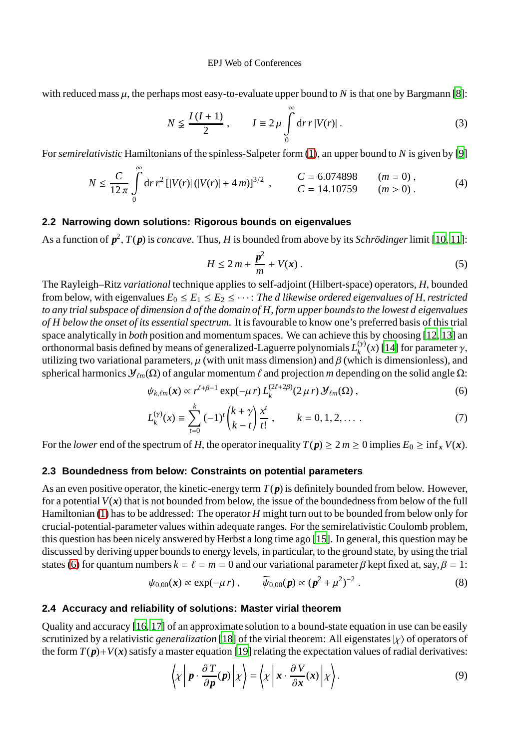with reduced mass $\mu$, the perhaps most easy-to-evaluate upper bound to $N$ is that one by Bargmann [8]:

$$N \lneqq \frac{I\,(I+1)}{2}\,, \qquad I \equiv 2\,\mu \int\limits_0^\infty \mathrm{d}r\, r\, |V(r)|\,. \tag{3}$$

For *semirelativistic* Hamiltonians of the spinless-Salpeter form (1), an upper bound to $N$ is given by [9]

$$N \leq \frac{C}{12\,\pi} \int\limits_0^\infty \mathrm{d}r\, r^2\, [|V(r)|\,(|V(r)| + 4\,m)]^{3/2}\,, \qquad \begin{array}{ll} C = 6.074898 & (m = 0)\,, \\ C = 14.10759 & (m > 0)\,. \end{array} \tag{4}$$

### 2.2 Narrowing down solutions: Rigorous bounds on eigenvalues

As a function of $\boldsymbol{p}^2$, $T(\boldsymbol{p})$ is *concave*. Thus, $H$ is bounded from above by its *Schrödinger* limit [10, 11]:

$$H \leq 2\,m + \frac{\boldsymbol{p}^2}{m} + V(\boldsymbol{x})\,. \tag{5}$$

The Rayleigh–Ritz *variational* technique applies to self-adjoint (Hilbert-space) operators, $H$, bounded from below, with eigenvalues $E_0 \leq E_1 \leq E_2 \leq \cdots$: *The $d$ likewise ordered eigenvalues of $H$, restricted to any trial subspace of dimension $d$ of the domain of $H$, form upper bounds to the lowest $d$ eigenvalues of $H$ below the onset of its essential spectrum.* It is favourable to know one's preferred basis of this trial space analytically in *both* position and momentum spaces. We can achieve this by choosing [12, 13] an orthonormal basis defined by means of generalized-Laguerre polynomials $L_k^{(\gamma)}(x)$ [14] for parameter $\gamma$, utilizing two variational parameters, $\mu$ (with unit mass dimension) and $\beta$ (which is dimensionless), and spherical harmonics $\mathcal{Y}_{\ell m}(\Omega)$ of angular momentum $\ell$ and projection $m$ depending on the solid angle $\Omega$:

$$\psi_{k,\ell m}(\boldsymbol{x}) \propto r^{\ell+\beta-1} \exp(-\mu\, r)\, L_k^{(2\ell+2\beta)}(2\,\mu\, r)\, \mathcal{Y}_{\ell m}(\Omega)\,, \tag{6}$$

$$L_k^{(\gamma)}(x) \equiv \sum_{t=0}^{k} (-1)^t \binom{k+\gamma}{k-t} \frac{x^t}{t!}\,, \qquad k = 0, 1, 2, \ldots\,. \tag{7}$$

For the *lower* end of the spectrum of $H$, the operator inequality $T(\boldsymbol{p}) \geq 2\,m \geq 0$ implies $E_0 \geq \inf_{\boldsymbol{x}} V(\boldsymbol{x})$.

### 2.3 Boundedness from below: Constraints on potential parameters

As an even positive operator, the kinetic-energy term $T(\boldsymbol{p})$ is definitely bounded from below. However, for a potential $V(\boldsymbol{x})$ that is not bounded from below, the issue of the boundedness from below of the full Hamiltonian (1) has to be addressed: The operator $H$ might turn out to be bounded from below only for crucial-potential-parameter values within adequate ranges. For the semirelativistic Coulomb problem, this question has been nicely answered by Herbst a long time ago [15]. In general, this question may be discussed by deriving upper bounds to energy levels, in particular, to the ground state, by using the trial states (6) for quantum numbers $k = \ell = m = 0$ and our variational parameter $\beta$ kept fixed at, say, $\beta = 1$:

$$\psi_{0,00}(\boldsymbol{x}) \propto \exp(-\mu\, r)\,, \qquad \widetilde{\psi}_{0,00}(\boldsymbol{p}) \propto (\boldsymbol{p}^2 + \mu^2)^{-2}\,. \tag{8}$$

### 2.4 Accuracy and reliability of solutions: Master virial theorem

Quality and accuracy [16, 17] of an approximate solution to a bound-state equation in use can be easily scrutinized by a relativistic *generalization* [18] of the virial theorem: All eigenstates $|\chi\rangle$ of operators of the form $T(\boldsymbol{p}) + V(\boldsymbol{x})$ satisfy a master equation [19] relating the expectation values of radial derivatives:

$$\left\langle \chi \left| \boldsymbol{p} \cdot \frac{\partial T}{\partial \boldsymbol{p}}(\boldsymbol{p}) \right| \chi \right\rangle = \left\langle \chi \left| \boldsymbol{x} \cdot \frac{\partial V}{\partial \boldsymbol{x}}(\boldsymbol{x}) \right| \chi \right\rangle. \tag{9}$$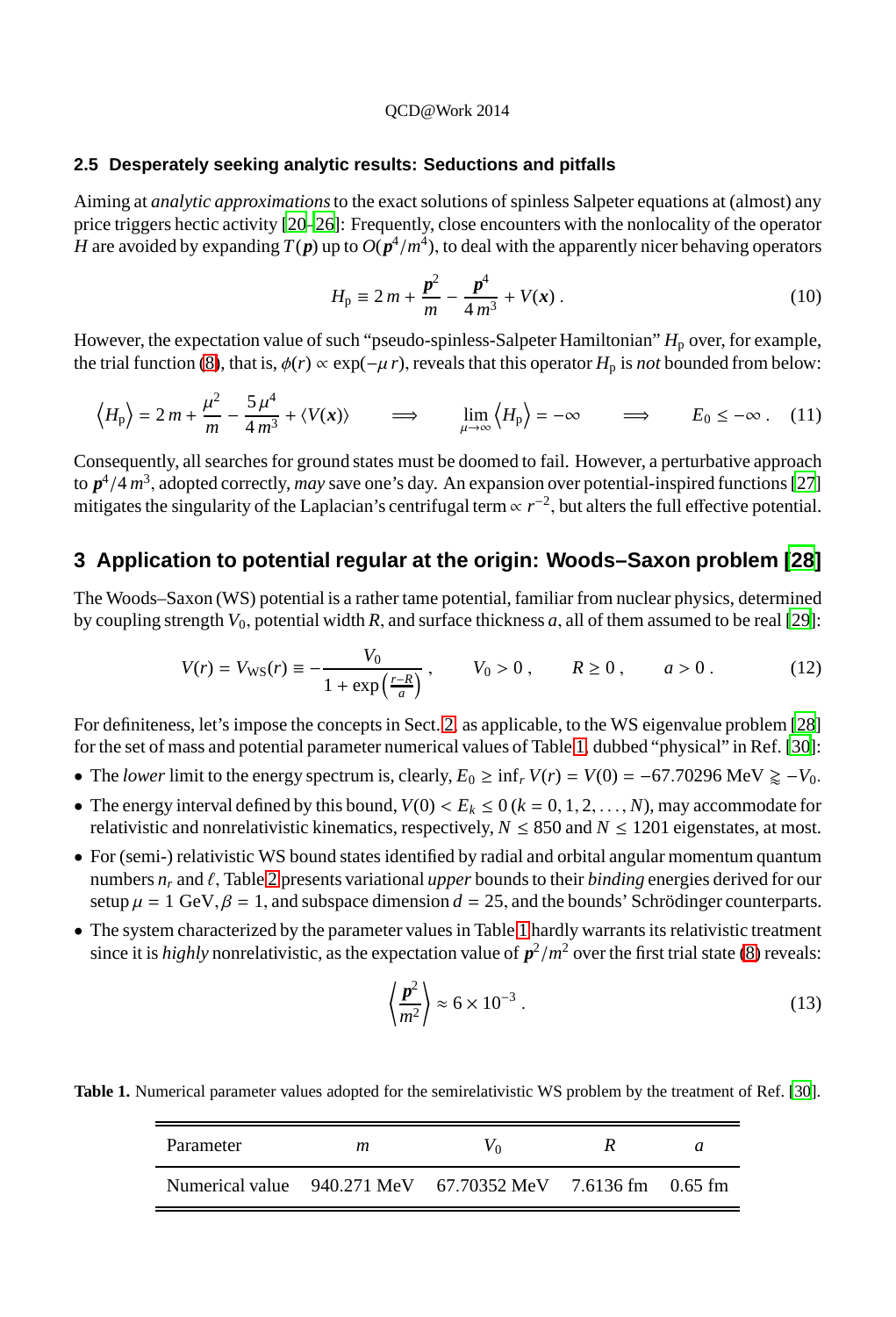### 2.5 Desperately seeking analytic results: Seductions and pitfalls

Aiming at *analytic approximations* to the exact solutions of spinless Salpeter equations at (almost) any price triggers hectic activity [20–26]: Frequently, close encounters with the nonlocality of the operator $H$ are avoided by expanding $T(\boldsymbol{p})$ up to $O(\boldsymbol{p}^4/m^4)$, to deal with the apparently nicer behaving operators

$$H_\mathrm{p} \equiv 2\,m + \frac{\boldsymbol{p}^2}{m} - \frac{\boldsymbol{p}^4}{4\,m^3} + V(\boldsymbol{x}) \,. \tag{10}$$

However, the expectation value of such "pseudo-spinless-Salpeter Hamiltonian" $H_\mathrm{p}$ over, for example, the trial function (8), that is, $\phi(r) \propto \exp(-\mu\,r)$, reveals that this operator $H_\mathrm{p}$ is *not* bounded from below:

$$\left\langle H_\mathrm{p}\right\rangle = 2\,m + \frac{\mu^2}{m} - \frac{5\,\mu^4}{4\,m^3} + \langle V(\boldsymbol{x})\rangle \qquad \Longrightarrow \qquad \lim_{\mu\to\infty}\left\langle H_\mathrm{p}\right\rangle = -\infty \qquad \Longrightarrow \qquad E_0 \le -\infty \,. \tag{11}$$

Consequently, all searches for ground states must be doomed to fail. However, a perturbative approach to $\boldsymbol{p}^4/4\,m^3$, adopted correctly, *may* save one's day. An expansion over potential-inspired functions [27] mitigates the singularity of the Laplacian's centrifugal term $\propto r^{-2}$, but alters the full effective potential.

## 3 Application to potential regular at the origin: Woods–Saxon problem [28]

The Woods–Saxon (WS) potential is a rather tame potential, familiar from nuclear physics, determined by coupling strength $V_0$, potential width $R$, and surface thickness $a$, all of them assumed to be real [29]:

$$V(r) = V_\mathrm{WS}(r) \equiv -\frac{V_0}{1+\exp\left(\frac{r-R}{a}\right)} \,, \qquad V_0 > 0 \,, \qquad R \ge 0 \,, \qquad a > 0 \,. \tag{12}$$

For definiteness, let's impose the concepts in Sect. 2, as applicable, to the WS eigenvalue problem [28] for the set of mass and potential parameter numerical values of Table 1, dubbed "physical" in Ref. [30]:

- The *lower* limit to the energy spectrum is, clearly, $E_0 \ge \inf_r V(r) = V(0) = -67.70296$ MeV $\gtrapprox -V_0$.
- The energy interval defined by this bound, $V(0) < E_k \le 0$ $(k = 0, 1, 2, \dots, N)$, may accommodate for relativistic and nonrelativistic kinematics, respectively, $N \le 850$ and $N \le 1201$ eigenstates, at most.
- For (semi-) relativistic WS bound states identified by radial and orbital angular momentum quantum numbers $n_r$ and $\ell$, Table 2 presents variational *upper* bounds to their *binding* energies derived for our setup $\mu = 1$ GeV, $\beta = 1$, and subspace dimension $d = 25$, and the bounds' Schrödinger counterparts.
- The system characterized by the parameter values in Table 1 hardly warrants its relativistic treatment since it is *highly* nonrelativistic, as the expectation value of $\boldsymbol{p}^2/m^2$ over the first trial state (8) reveals:

$$\left\langle\frac{\boldsymbol{p}^2}{m^2}\right\rangle \approx 6\times 10^{-3} \,. \tag{13}$$

**Table 1.** Numerical parameter values adopted for the semirelativistic WS problem by the treatment of Ref. [30].

| Parameter | $m$ | $V_0$ | $R$ | $a$ |
|---|---|---|---|---|
| Numerical value | 940.271 MeV | 67.70352 MeV | 7.6136 fm | 0.65 fm |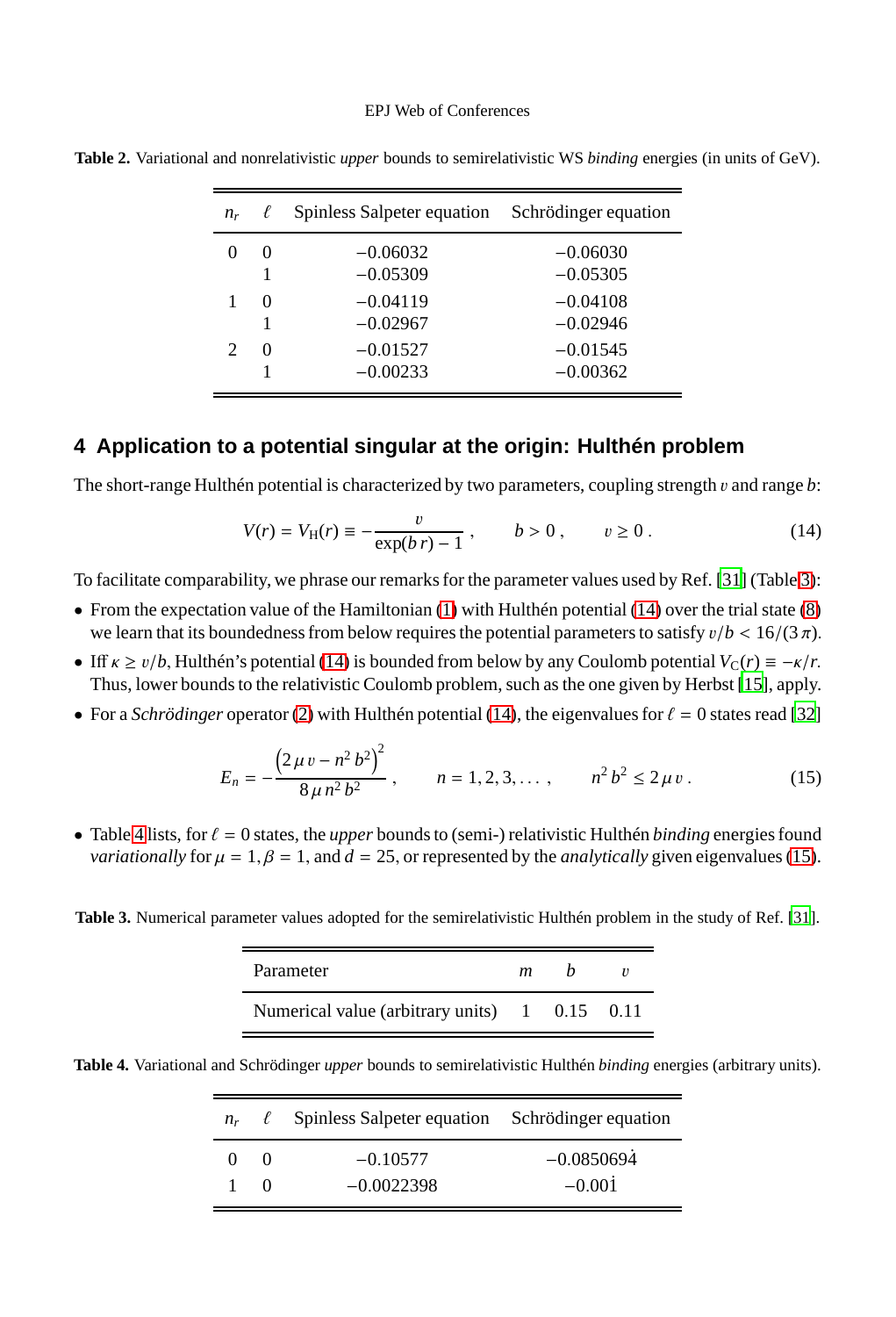**Table 2.** Variational and nonrelativistic *upper* bounds to semirelativistic WS *binding* energies (in units of GeV).

| $n_r$ | $\ell$ | Spinless Salpeter equation | Schrödinger equation |
|---|---|---|---|
| 0 | 0 | −0.06032 | −0.06030 |
| | 1 | −0.05309 | −0.05305 |
| 1 | 0 | −0.04119 | −0.04108 |
| | 1 | −0.02967 | −0.02946 |
| 2 | 0 | −0.01527 | −0.01545 |
| | 1 | −0.00233 | −0.00362 |

## 4 Application to a potential singular at the origin: Hulthén problem

The short-range Hulthén potential is characterized by two parameters, coupling strength $v$ and range $b$:

$$V(r) = V_{\rm H}(r) \equiv -\frac{v}{\exp(b\,r) - 1}\,, \qquad b > 0\,, \qquad v \geq 0\,. \tag{14}$$

To facilitate comparability, we phrase our remarks for the parameter values used by Ref. [31] (Table 3):

- From the expectation value of the Hamiltonian (1) with Hulthén potential (14) over the trial state (8) we learn that its boundedness from below requires the potential parameters to satisfy $v/b < 16/(3\,\pi)$.
- Iff $\kappa \geq v/b$, Hulthén's potential (14) is bounded from below by any Coulomb potential $V_{\rm C}(r) \equiv -\kappa/r$. Thus, lower bounds to the relativistic Coulomb problem, such as the one given by Herbst [15], apply.
- For a *Schrödinger* operator (2) with Hulthén potential (14), the eigenvalues for $\ell = 0$ states read [32]

$$E_n = -\frac{\left(2\,\mu\,v - n^2\,b^2\right)^2}{8\,\mu\,n^2\,b^2}\,, \qquad n = 1, 2, 3, \ldots\,, \qquad n^2\,b^2 \leq 2\,\mu\,v\,. \tag{15}$$

- Table 4 lists, for $\ell = 0$ states, the *upper* bounds to (semi-) relativistic Hulthén *binding* energies found *variationally* for $\mu = 1, \beta = 1$, and $d = 25$, or represented by the *analytically* given eigenvalues (15).

**Table 3.** Numerical parameter values adopted for the semirelativistic Hulthén problem in the study of Ref. [31].

| Parameter | $m$ | $b$ | $v$ |
|---|---|---|---|
| Numerical value (arbitrary units) | 1 | 0.15 | 0.11 |

**Table 4.** Variational and Schrödinger *upper* bounds to semirelativistic Hulthén *binding* energies (arbitrary units).

| $n_r$ | $\ell$ | Spinless Salpeter equation | Schrödinger equation |
|---|---|---|---|
| 0 | 0 | −0.10577 | $-0.085069\dot{4}$ |
| 1 | 0 | −0.0022398 | $-0.00\dot{1}$ |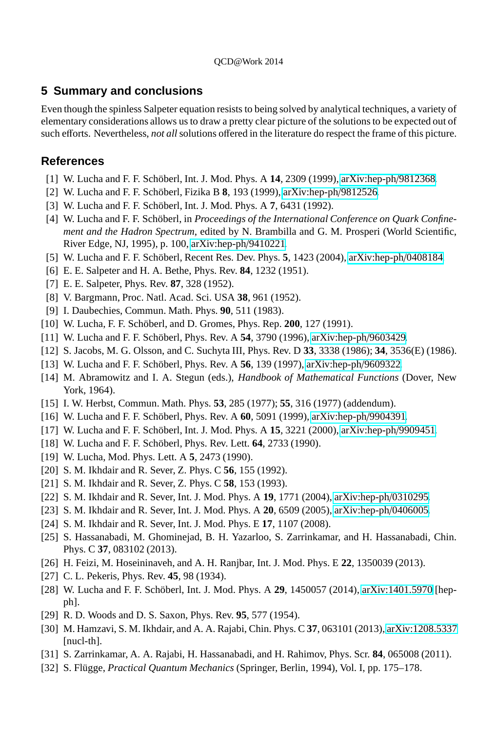## 5 Summary and conclusions

Even though the spinless Salpeter equation resists to being solved by analytical techniques, a variety of elementary considerations allows us to draw a pretty clear picture of the solutions to be expected out of such efforts. Nevertheless, *not all* solutions offered in the literature do respect the frame of this picture.

## References

[1] W. Lucha and F. F. Schöberl, Int. J. Mod. Phys. A **14**, 2309 (1999), arXiv:hep-ph/9812368.

[2] W. Lucha and F. F. Schöberl, Fizika B **8**, 193 (1999), arXiv:hep-ph/9812526.

[3] W. Lucha and F. F. Schöberl, Int. J. Mod. Phys. A **7**, 6431 (1992).

[4] W. Lucha and F. F. Schöberl, in *Proceedings of the International Conference on Quark Confinement and the Hadron Spectrum*, edited by N. Brambilla and G. M. Prosperi (World Scientific, River Edge, NJ, 1995), p. 100, arXiv:hep-ph/9410221.

[5] W. Lucha and F. F. Schöberl, Recent Res. Dev. Phys. **5**, 1423 (2004), arXiv:hep-ph/0408184.

[6] E. E. Salpeter and H. A. Bethe, Phys. Rev. **84**, 1232 (1951).

[7] E. E. Salpeter, Phys. Rev. **87**, 328 (1952).

[8] V. Bargmann, Proc. Natl. Acad. Sci. USA **38**, 961 (1952).

[9] I. Daubechies, Commun. Math. Phys. **90**, 511 (1983).

[10] W. Lucha, F. F. Schöberl, and D. Gromes, Phys. Rep. **200**, 127 (1991).

[11] W. Lucha and F. F. Schöberl, Phys. Rev. A **54**, 3790 (1996), arXiv:hep-ph/9603429.

[12] S. Jacobs, M. G. Olsson, and C. Suchyta III, Phys. Rev. D **33**, 3338 (1986); **34**, 3536(E) (1986).

[13] W. Lucha and F. F. Schöberl, Phys. Rev. A **56**, 139 (1997), arXiv:hep-ph/9609322.

[14] M. Abramowitz and I. A. Stegun (eds.), *Handbook of Mathematical Functions* (Dover, New York, 1964).

[15] I. W. Herbst, Commun. Math. Phys. **53**, 285 (1977); **55**, 316 (1977) (addendum).

[16] W. Lucha and F. F. Schöberl, Phys. Rev. A **60**, 5091 (1999), arXiv:hep-ph/9904391.

[17] W. Lucha and F. F. Schöberl, Int. J. Mod. Phys. A **15**, 3221 (2000), arXiv:hep-ph/9909451.

[18] W. Lucha and F. F. Schöberl, Phys. Rev. Lett. **64**, 2733 (1990).

[19] W. Lucha, Mod. Phys. Lett. A **5**, 2473 (1990).

[20] S. M. Ikhdair and R. Sever, Z. Phys. C **56**, 155 (1992).

[21] S. M. Ikhdair and R. Sever, Z. Phys. C **58**, 153 (1993).

[22] S. M. Ikhdair and R. Sever, Int. J. Mod. Phys. A **19**, 1771 (2004), arXiv:hep-ph/0310295.

[23] S. M. Ikhdair and R. Sever, Int. J. Mod. Phys. A **20**, 6509 (2005), arXiv:hep-ph/0406005.

[24] S. M. Ikhdair and R. Sever, Int. J. Mod. Phys. E **17**, 1107 (2008).

[25] S. Hassanabadi, M. Ghominejad, B. H. Yazarloo, S. Zarrinkamar, and H. Hassanabadi, Chin. Phys. C **37**, 083102 (2013).

[26] H. Feizi, M. Hoseininaveh, and A. H. Ranjbar, Int. J. Mod. Phys. E **22**, 1350039 (2013).

[27] C. L. Pekeris, Phys. Rev. **45**, 98 (1934).

[28] W. Lucha and F. F. Schöberl, Int. J. Mod. Phys. A **29**, 1450057 (2014), arXiv:1401.5970 [hep-ph].

[29] R. D. Woods and D. S. Saxon, Phys. Rev. **95**, 577 (1954).

[30] M. Hamzavi, S. M. Ikhdair, and A. A. Rajabi, Chin. Phys. C **37**, 063101 (2013), arXiv:1208.5337 [nucl-th].

[31] S. Zarrinkamar, A. A. Rajabi, H. Hassanabadi, and H. Rahimov, Phys. Scr. **84**, 065008 (2011).

[32] S. Flügge, *Practical Quantum Mechanics* (Springer, Berlin, 1994), Vol. I, pp. 175–178.